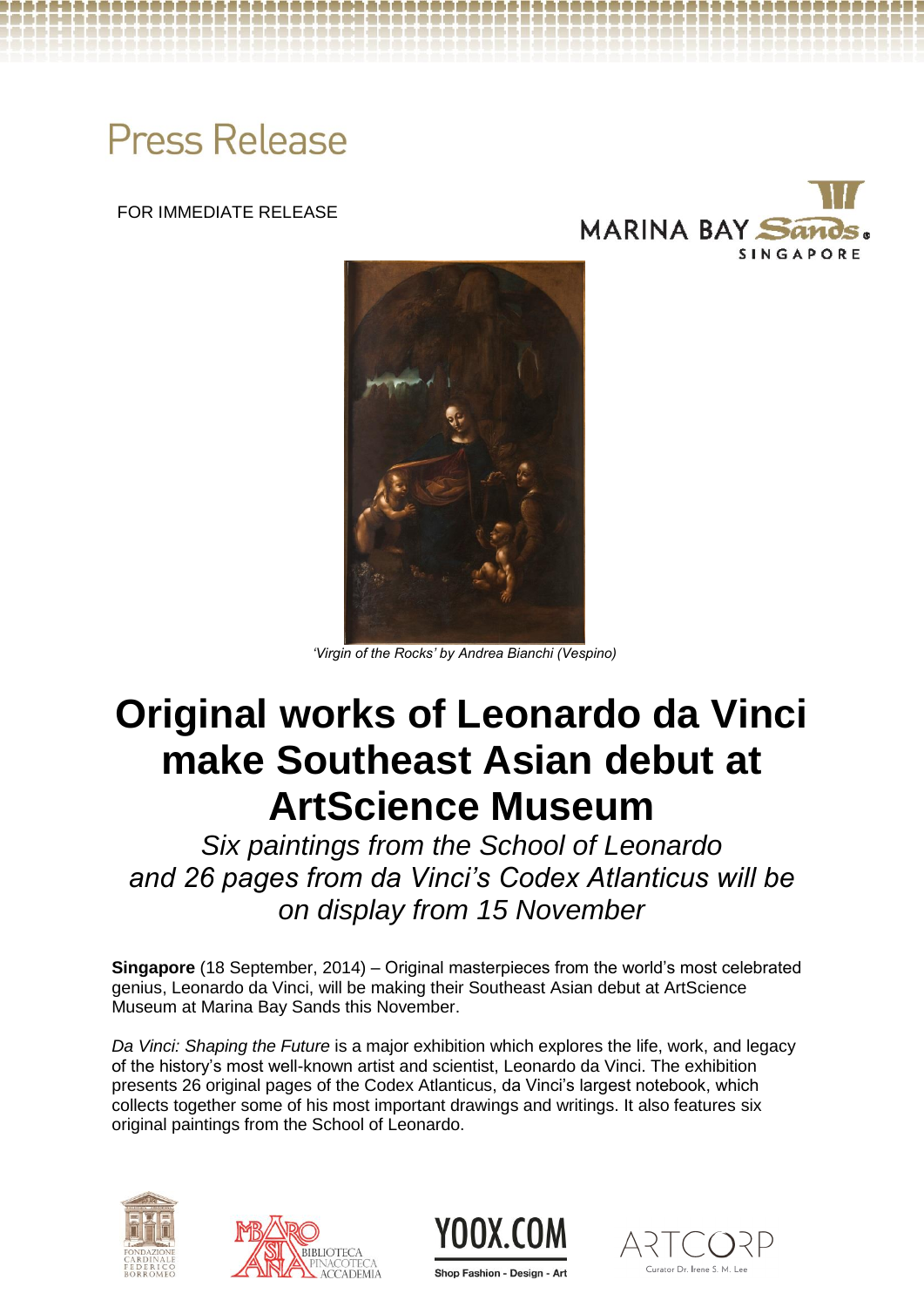# Press Release

FOR IMMEDIATE RELEASE

*'Virgin of the Rocks' by Andrea Bianchi (Vespino)*

# Original works of Leonardo da Vinci make Southeast Asian debut at ArtScience Museum

*Six paintings from the School of Leonardo and 26 pages from da Vinci's Codex Atlanticus will be on display from 15 November*

**Singapore** (18 September, 2014) – Original masterpieces from the world's most celebrated genius, Leonardo da Vinci, will be making their Southeast Asian debut at ArtScience Museum at Marina Bay Sands this November.

*Da Vinci: Shaping the Future* is a major exhibition which explores the life, work, and legacy of the history's most well-known artist and scientist, Leonardo da Vinci. The exhibition presents 26 original pages of the Codex Atlanticus, da Vinci's largest notebook, which collects together some of his most important drawings and writings. It also features six original paintings from the School of Leonardo.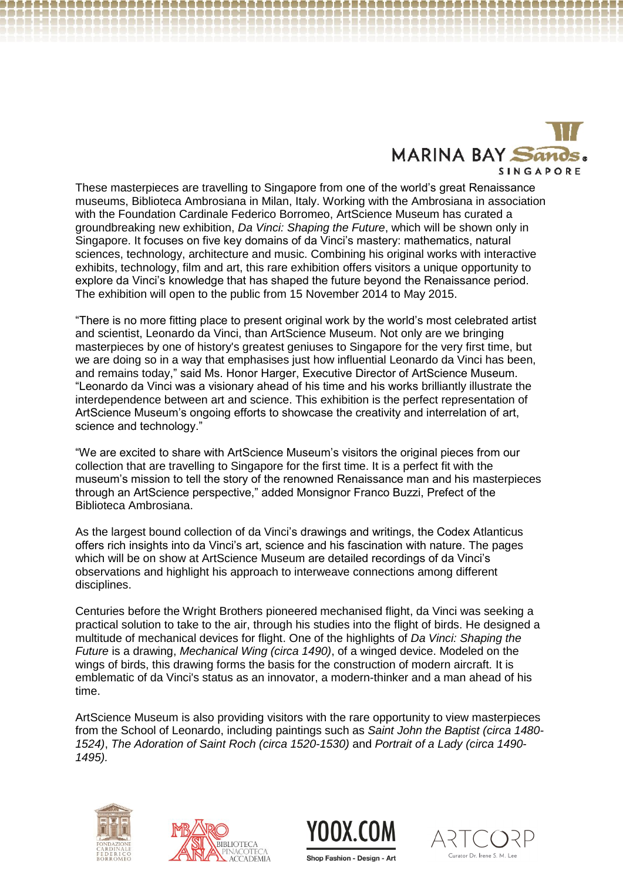These masterpieces are travelling to Singapore from one of the world's great Renaissance museums, Biblioteca Ambrosiana in Milan, Italy. Working with the Ambrosiana in association with the Foundation Cardinale Federico Borromeo, ArtScience Museum has curated a groundbreaking new exhibition, *Da Vinci: Shaping the Future*, which will be shown only in Singapore. It focuses on five key domains of da Vinci's mastery: mathematics, natural sciences, technology, architecture and music. Combining his original works with interactive exhibits, technology, film and art, this rare exhibition offers visitors a unique opportunity to explore da Vinci's knowledge that has shaped the future beyond the Renaissance period. The exhibition will open to the public from 15 November 2014 to May 2015.

"There is no more fitting place to present original work by the world's most celebrated artist and scientist, Leonardo da Vinci, than ArtScience Museum. Not only are we bringing masterpieces by one of history's greatest geniuses to Singapore for the very first time, but we are doing so in a way that emphasises just how influential Leonardo da Vinci has been, and remains today," said Ms. Honor Harger, Executive Director of ArtScience Museum. "Leonardo da Vinci was a visionary ahead of his time and his works brilliantly illustrate the interdependence between art and science. This exhibition is the perfect representation of ArtScience Museum's ongoing efforts to showcase the creativity and interrelation of art, science and technology."

"We are excited to share with ArtScience Museum's visitors the original pieces from our collection that are travelling to Singapore for the first time. It is a perfect fit with the museum's mission to tell the story of the renowned Renaissance man and his masterpieces through an ArtScience perspective," added Monsignor Franco Buzzi, Prefect of the Biblioteca Ambrosiana.

As the largest bound collection of da Vinci's drawings and writings, the Codex Atlanticus offers rich insights into da Vinci's art, science and his fascination with nature. The pages which will be on show at ArtScience Museum are detailed recordings of da Vinci's observations and highlight his approach to interweave connections among different disciplines.

Centuries before the Wright Brothers pioneered mechanised flight, da Vinci was seeking a practical solution to take to the air, through his studies into the flight of birds. He designed a multitude of mechanical devices for flight. One of the highlights of *Da Vinci: Shaping the Future* is a drawing, *Mechanical Wing (circa 1490)*, of a winged device. Modeled on the wings of birds, this drawing forms the basis for the construction of modern aircraft. It is emblematic of da Vinci's status as an innovator, a modern-thinker and a man ahead of his time.

ArtScience Museum is also providing visitors with the rare opportunity to view masterpieces from the School of Leonardo, including paintings such as *Saint John the Baptist (circa 1480-1524)*, *The Adoration of Saint Roch (circa 1520-1530)* and *Portrait of a Lady (circa 1490-1495).*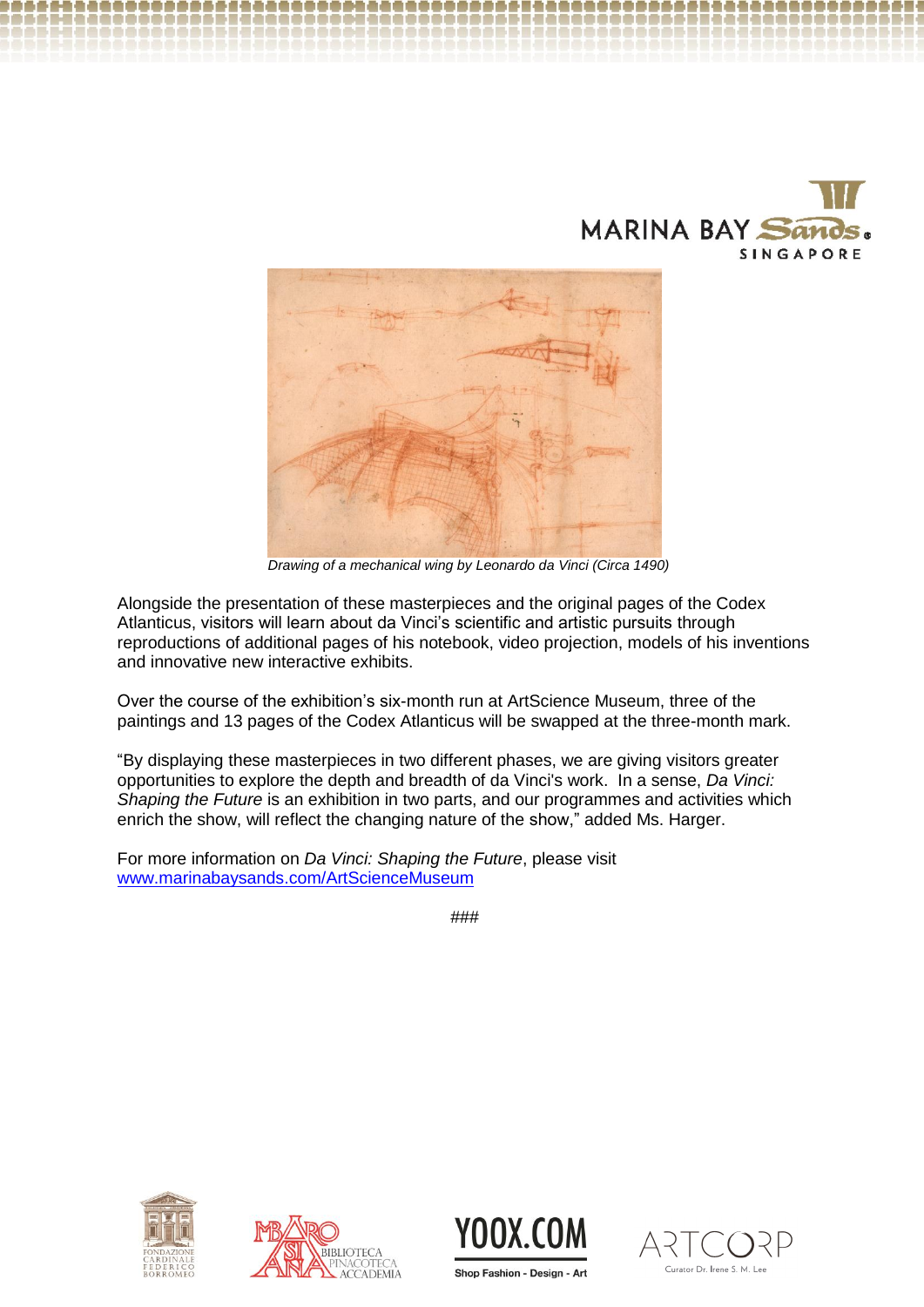*Drawing of a mechanical wing by Leonardo da Vinci (Circa 1490)*

Alongside the presentation of these masterpieces and the original pages of the Codex Atlanticus, visitors will learn about da Vinci's scientific and artistic pursuits through reproductions of additional pages of his notebook, video projection, models of his inventions and innovative new interactive exhibits.

Over the course of the exhibition's six-month run at ArtScience Museum, three of the paintings and 13 pages of the Codex Atlanticus will be swapped at the three-month mark.

"By displaying these masterpieces in two different phases, we are giving visitors greater opportunities to explore the depth and breadth of da Vinci's work. In a sense, *Da Vinci: Shaping the Future* is an exhibition in two parts, and our programmes and activities which enrich the show, will reflect the changing nature of the show," added Ms. Harger.

For more information on *Da Vinci: Shaping the Future*, please visit [www.marinabaysands.com/ArtScienceMuseum](http://www.marinabaysands.com/ArtScienceMuseum)

###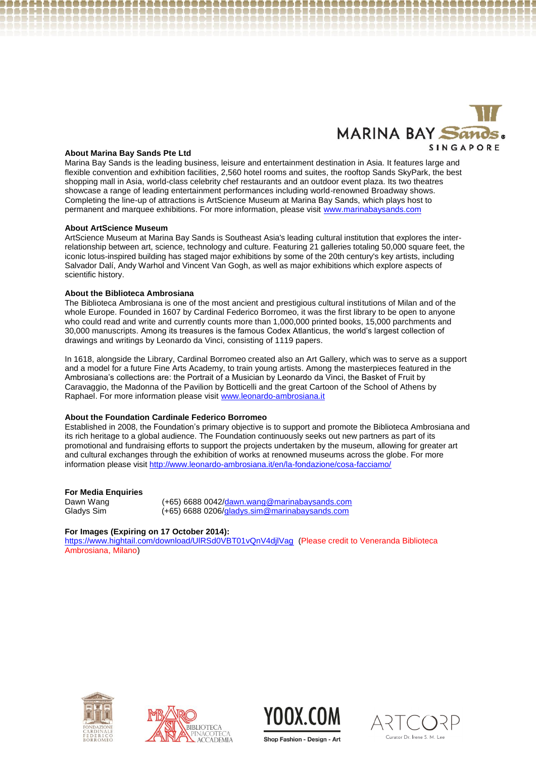### About Marina Bay Sands Pte Ltd

Marina Bay Sands is the leading business, leisure and entertainment destination in Asia. It features large and flexible convention and exhibition facilities, 2,560 hotel rooms and suites, the rooftop Sands SkyPark, the best shopping mall in Asia, world-class celebrity chef restaurants and an outdoor event plaza. Its two theatres showcase a range of leading entertainment performances including world-renowned Broadway shows. Completing the line-up of attractions is ArtScience Museum at Marina Bay Sands, which plays host to permanent and marquee exhibitions. For more information, please visit www.marinabaysands.com

### About ArtScience Museum

ArtScience Museum at Marina Bay Sands is Southeast Asia's leading cultural institution that explores the inter-relationship between art, science, technology and culture. Featuring 21 galleries totaling 50,000 square feet, the iconic lotus-inspired building has staged major exhibitions by some of the 20th century's key artists, including Salvador Dalí, Andy Warhol and Vincent Van Gogh, as well as major exhibitions which explore aspects of scientific history.

### About the Biblioteca Ambrosiana

The Biblioteca Ambrosiana is one of the most ancient and prestigious cultural institutions of Milan and of the whole Europe. Founded in 1607 by Cardinal Federico Borromeo, it was the first library to be open to anyone who could read and write and currently counts more than 1,000,000 printed books, 15,000 parchments and 30,000 manuscripts. Among its treasures is the famous Codex Atlanticus, the world's largest collection of drawings and writings by Leonardo da Vinci, consisting of 1119 papers.

In 1618, alongside the Library, Cardinal Borromeo created also an Art Gallery, which was to serve as a support and a model for a future Fine Arts Academy, to train young artists. Among the masterpieces featured in the Ambrosiana's collections are: the Portrait of a Musician by Leonardo da Vinci, the Basket of Fruit by Caravaggio, the Madonna of the Pavilion by Botticelli and the great Cartoon of the School of Athens by Raphael. For more information please visit www.leonardo-ambrosiana.it

### About the Foundation Cardinale Federico Borromeo

Established in 2008, the Foundation's primary objective is to support and promote the Biblioteca Ambrosiana and its rich heritage to a global audience. The Foundation continuously seeks out new partners as part of its promotional and fundraising efforts to support the projects undertaken by the museum, allowing for greater art and cultural exchanges through the exhibition of works at renowned museums across the globe. For more information please visit http://www.leonardo-ambrosiana.it/en/la-fondazione/cosa-facciamo/

### For Media Enquiries

| | |
|---|---|
| Dawn Wang | (+65) 6688 0042/dawn.wang@marinabaysands.com |
| Gladys Sim | (+65) 6688 0206/gladys.sim@marinabaysands.com |

**For Images (Expiring on 17 October 2014):**
https://www.hightail.com/download/UlRSd0VBT01vQnV4djlVag (Please credit to Veneranda Biblioteca Ambrosiana, Milano)